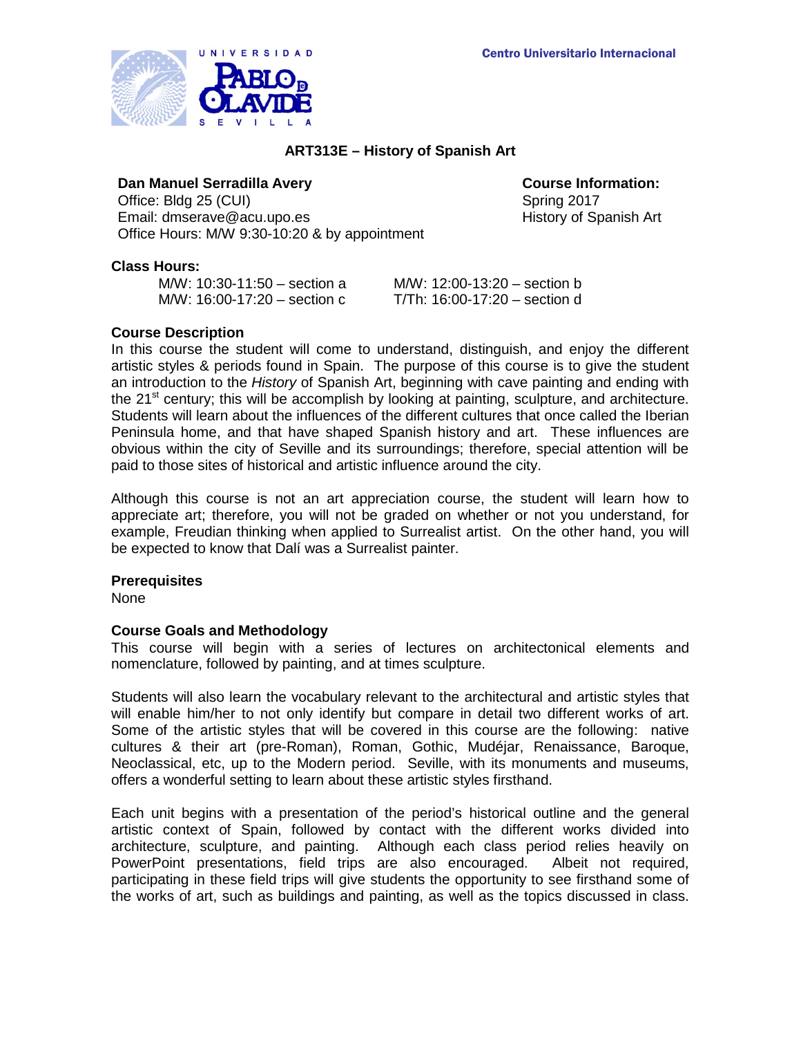UNIVERSIDAD PABLO DE OLAVIDE SEVILLA

Centro Universitario Internacional

# ART313E – History of Spanish Art

**Dan Manuel Serradilla Avery**
Office: Bldg 25 (CUI)
Email: dmserave@acu.upo.es
Office Hours: M/W 9:30-10:20 & by appointment

**Course Information:**
Spring 2017
History of Spanish Art

**Class Hours:**

M/W: 10:30-11:50 – section a
M/W: 12:00-13:20 – section b
M/W: 16:00-17:20 – section c
T/Th: 16:00-17:20 – section d

## Course Description

In this course the student will come to understand, distinguish, and enjoy the different artistic styles & periods found in Spain. The purpose of this course is to give the student an introduction to the *History* of Spanish Art, beginning with cave painting and ending with the 21st century; this will be accomplish by looking at painting, sculpture, and architecture. Students will learn about the influences of the different cultures that once called the Iberian Peninsula home, and that have shaped Spanish history and art. These influences are obvious within the city of Seville and its surroundings; therefore, special attention will be paid to those sites of historical and artistic influence around the city.

Although this course is not an art appreciation course, the student will learn how to appreciate art; therefore, you will not be graded on whether or not you understand, for example, Freudian thinking when applied to Surrealist artist. On the other hand, you will be expected to know that Dalí was a Surrealist painter.

## Prerequisites

None

## Course Goals and Methodology

This course will begin with a series of lectures on architectonical elements and nomenclature, followed by painting, and at times sculpture.

Students will also learn the vocabulary relevant to the architectural and artistic styles that will enable him/her to not only identify but compare in detail two different works of art. Some of the artistic styles that will be covered in this course are the following: native cultures & their art (pre-Roman), Roman, Gothic, Mudéjar, Renaissance, Baroque, Neoclassical, etc, up to the Modern period. Seville, with its monuments and museums, offers a wonderful setting to learn about these artistic styles firsthand.

Each unit begins with a presentation of the period's historical outline and the general artistic context of Spain, followed by contact with the different works divided into architecture, sculpture, and painting. Although each class period relies heavily on PowerPoint presentations, field trips are also encouraged. Albeit not required, participating in these field trips will give students the opportunity to see firsthand some of the works of art, such as buildings and painting, as well as the topics discussed in class.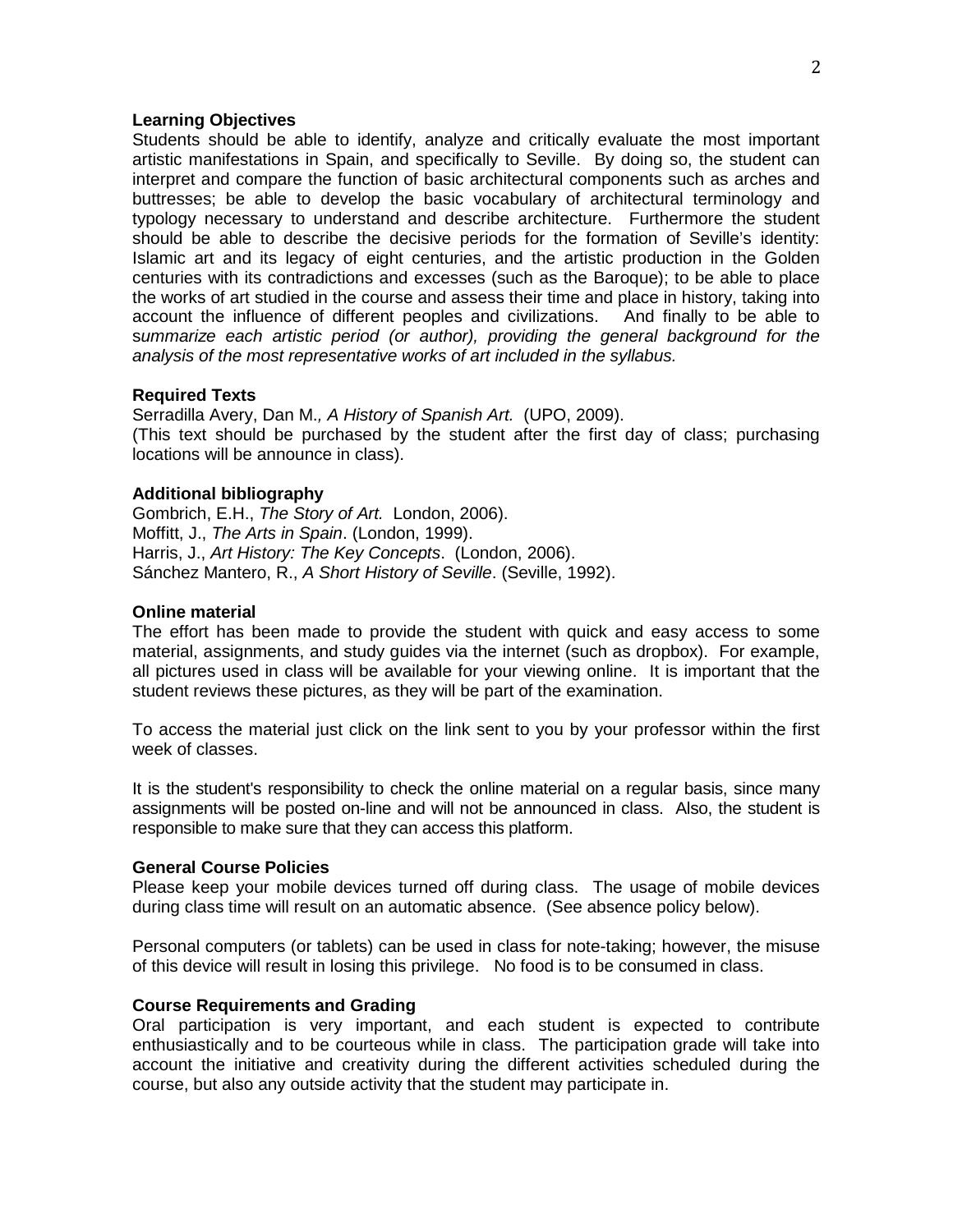**Learning Objectives**

Students should be able to identify, analyze and critically evaluate the most important artistic manifestations in Spain, and specifically to Seville. By doing so, the student can interpret and compare the function of basic architectural components such as arches and buttresses; be able to develop the basic vocabulary of architectural terminology and typology necessary to understand and describe architecture. Furthermore the student should be able to describe the decisive periods for the formation of Seville's identity: Islamic art and its legacy of eight centuries, and the artistic production in the Golden centuries with its contradictions and excesses (such as the Baroque); to be able to place the works of art studied in the course and assess their time and place in history, taking into account the influence of different peoples and civilizations. And finally to be able to s*ummarize each artistic period (or author), providing the general background for the analysis of the most representative works of art included in the syllabus.*

**Required Texts**

Serradilla Avery, Dan M*., A History of Spanish Art.* (UPO, 2009).
(This text should be purchased by the student after the first day of class; purchasing locations will be announce in class).

**Additional bibliography**

Gombrich, E.H., *The Story of Art.* London, 2006).
Moffitt, J., *The Arts in Spain*. (London, 1999).
Harris, J., *Art History: The Key Concepts*. (London, 2006).
Sánchez Mantero, R., *A Short History of Seville*. (Seville, 1992).

**Online material**

The effort has been made to provide the student with quick and easy access to some material, assignments, and study guides via the internet (such as dropbox). For example, all pictures used in class will be available for your viewing online. It is important that the student reviews these pictures, as they will be part of the examination.

To access the material just click on the link sent to you by your professor within the first week of classes.

It is the student's responsibility to check the online material on a regular basis, since many assignments will be posted on-line and will not be announced in class. Also, the student is responsible to make sure that they can access this platform.

**General Course Policies**

Please keep your mobile devices turned off during class. The usage of mobile devices during class time will result on an automatic absence. (See absence policy below).

Personal computers (or tablets) can be used in class for note-taking; however, the misuse of this device will result in losing this privilege. No food is to be consumed in class.

**Course Requirements and Grading**

Oral participation is very important, and each student is expected to contribute enthusiastically and to be courteous while in class. The participation grade will take into account the initiative and creativity during the different activities scheduled during the course, but also any outside activity that the student may participate in.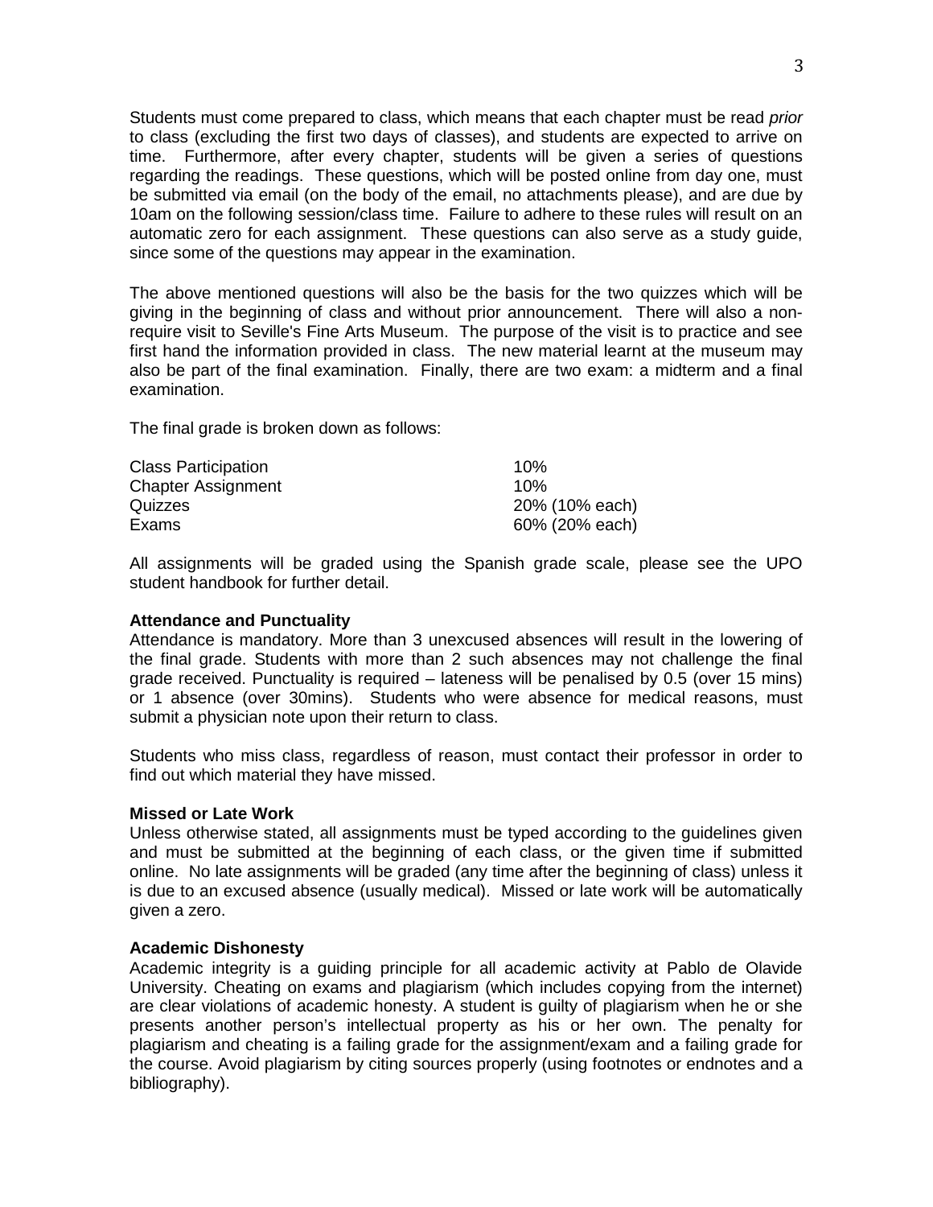Students must come prepared to class, which means that each chapter must be read *prior* to class (excluding the first two days of classes), and students are expected to arrive on time. Furthermore, after every chapter, students will be given a series of questions regarding the readings. These questions, which will be posted online from day one, must be submitted via email (on the body of the email, no attachments please), and are due by 10am on the following session/class time. Failure to adhere to these rules will result on an automatic zero for each assignment. These questions can also serve as a study guide, since some of the questions may appear in the examination.

The above mentioned questions will also be the basis for the two quizzes which will be giving in the beginning of class and without prior announcement. There will also a non-require visit to Seville's Fine Arts Museum. The purpose of the visit is to practice and see first hand the information provided in class. The new material learnt at the museum may also be part of the final examination. Finally, there are two exam: a midterm and a final examination.

The final grade is broken down as follows:

| | |
|---|---|
| Class Participation | 10% |
| Chapter Assignment | 10% |
| Quizzes | 20% (10% each) |
| Exams | 60% (20% each) |

All assignments will be graded using the Spanish grade scale, please see the UPO student handbook for further detail.

**Attendance and Punctuality**

Attendance is mandatory. More than 3 unexcused absences will result in the lowering of the final grade. Students with more than 2 such absences may not challenge the final grade received. Punctuality is required – lateness will be penalised by 0.5 (over 15 mins) or 1 absence (over 30mins). Students who were absence for medical reasons, must submit a physician note upon their return to class.

Students who miss class, regardless of reason, must contact their professor in order to find out which material they have missed.

**Missed or Late Work**

Unless otherwise stated, all assignments must be typed according to the guidelines given and must be submitted at the beginning of each class, or the given time if submitted online. No late assignments will be graded (any time after the beginning of class) unless it is due to an excused absence (usually medical). Missed or late work will be automatically given a zero.

**Academic Dishonesty**

Academic integrity is a guiding principle for all academic activity at Pablo de Olavide University. Cheating on exams and plagiarism (which includes copying from the internet) are clear violations of academic honesty. A student is guilty of plagiarism when he or she presents another person's intellectual property as his or her own. The penalty for plagiarism and cheating is a failing grade for the assignment/exam and a failing grade for the course. Avoid plagiarism by citing sources properly (using footnotes or endnotes and a bibliography).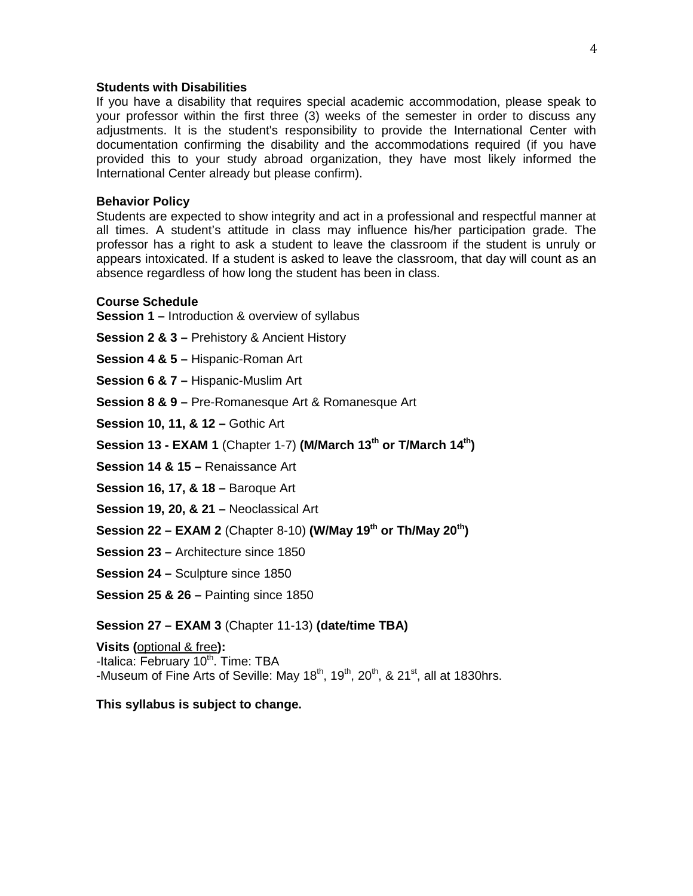### Students with Disabilities

If you have a disability that requires special academic accommodation, please speak to your professor within the first three (3) weeks of the semester in order to discuss any adjustments. It is the student's responsibility to provide the International Center with documentation confirming the disability and the accommodations required (if you have provided this to your study abroad organization, they have most likely informed the International Center already but please confirm).

### Behavior Policy

Students are expected to show integrity and act in a professional and respectful manner at all times. A student's attitude in class may influence his/her participation grade. The professor has a right to ask a student to leave the classroom if the student is unruly or appears intoxicated. If a student is asked to leave the classroom, that day will count as an absence regardless of how long the student has been in class.

### Course Schedule

**Session 1 –** Introduction & overview of syllabus

**Session 2 & 3 –** Prehistory & Ancient History

**Session 4 & 5 –** Hispanic-Roman Art

**Session 6 & 7 –** Hispanic-Muslim Art

**Session 8 & 9 –** Pre-Romanesque Art & Romanesque Art

**Session 10, 11, & 12 –** Gothic Art

**Session 13 - EXAM 1** (Chapter 1-7) **(M/March 13th or T/March 14th)**

**Session 14 & 15 –** Renaissance Art

**Session 16, 17, & 18 –** Baroque Art

**Session 19, 20, & 21 –** Neoclassical Art

**Session 22 – EXAM 2** (Chapter 8-10) **(W/May 19th or Th/May 20th)**

**Session 23 –** Architecture since 1850

**Session 24 –** Sculpture since 1850

**Session 25 & 26 –** Painting since 1850

**Session 27 – EXAM 3** (Chapter 11-13) **(date/time TBA)**

**Visits (**optional & free**):**
-Italica: February 10th. Time: TBA
-Museum of Fine Arts of Seville: May 18th, 19th, 20th, & 21st, all at 1830hrs.

**This syllabus is subject to change.**